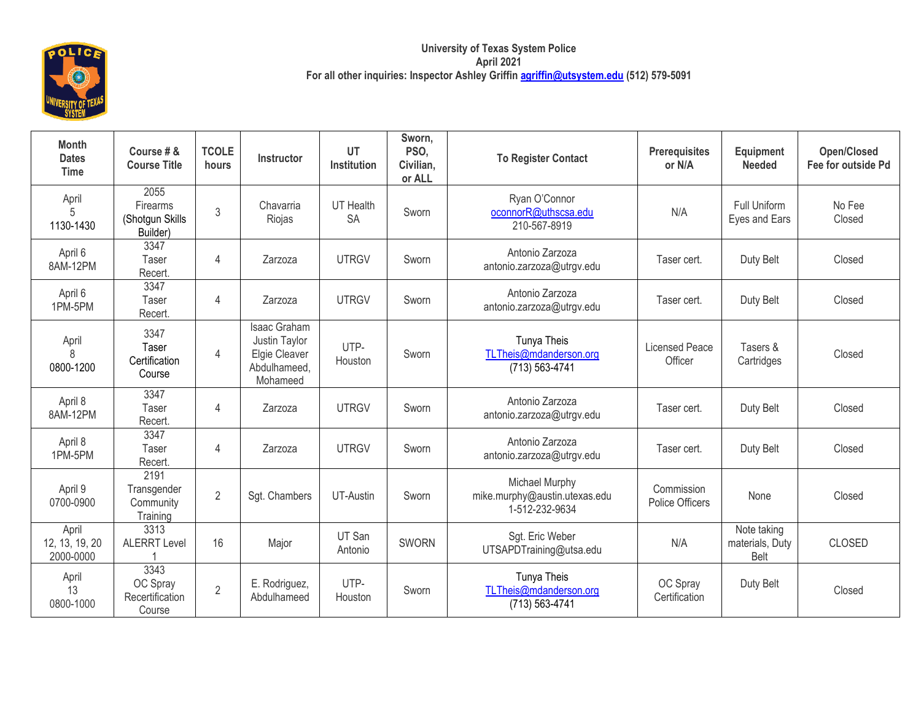**University of Texas System Police**
**April 2021**
**For all other inquiries: Inspector Ashley Griffin agriffin@utsystem.edu (512) 579-5091**

| Month Dates Time | Course # & Course Title | TCOLE hours | Instructor | UT Institution | Sworn, PSO, Civilian, or ALL | To Register Contact | Prerequisites or N/A | Equipment Needed | Open/Closed Fee for outside Pd |
|---|---|---|---|---|---|---|---|---|---|
| April 5 1130-1430 | 2055 Firearms (Shotgun Skills Builder) | 3 | Chavarria Riojas | UT Health SA | Sworn | Ryan O'Connor oconnorR@uthscsa.edu 210-567-8919 | N/A | Full Uniform Eyes and Ears | No Fee Closed |
| April 6 8AM-12PM | 3347 Taser Recert. | 4 | Zarzoza | UTRGV | Sworn | Antonio Zarzoza antonio.zarzoza@utrgv.edu | Taser cert. | Duty Belt | Closed |
| April 6 1PM-5PM | 3347 Taser Recert. | 4 | Zarzoza | UTRGV | Sworn | Antonio Zarzoza antonio.zarzoza@utrgv.edu | Taser cert. | Duty Belt | Closed |
| April 8 0800-1200 | 3347 Taser Certification Course | 4 | Isaac Graham Justin Taylor Elgie Cleaver Abdulhameed, Mohameed | UTP-Houston | Sworn | Tunya Theis TLTheis@mdanderson.org (713) 563-4741 | Licensed Peace Officer | Tasers & Cartridges | Closed |
| April 8 8AM-12PM | 3347 Taser Recert. | 4 | Zarzoza | UTRGV | Sworn | Antonio Zarzoza antonio.zarzoza@utrgv.edu | Taser cert. | Duty Belt | Closed |
| April 8 1PM-5PM | 3347 Taser Recert. | 4 | Zarzoza | UTRGV | Sworn | Antonio Zarzoza antonio.zarzoza@utrgv.edu | Taser cert. | Duty Belt | Closed |
| April 9 0700-0900 | 2191 Transgender Community Training | 2 | Sgt. Chambers | UT-Austin | Sworn | Michael Murphy mike.murphy@austin.utexas.edu 1-512-232-9634 | Commission Police Officers | None | Closed |
| April 12, 13, 19, 20 2000-0000 | 3313 ALERRT Level 1 | 16 | Major | UT San Antonio | SWORN | Sgt. Eric Weber UTSAPDTraining@utsa.edu | N/A | Note taking materials, Duty Belt | CLOSED |
| April 13 0800-1000 | 3343 OC Spray Recertification Course | 2 | E. Rodriguez, Abdulhameed | UTP-Houston | Sworn | Tunya Theis TLTheis@mdanderson.org (713) 563-4741 | OC Spray Certification | Duty Belt | Closed |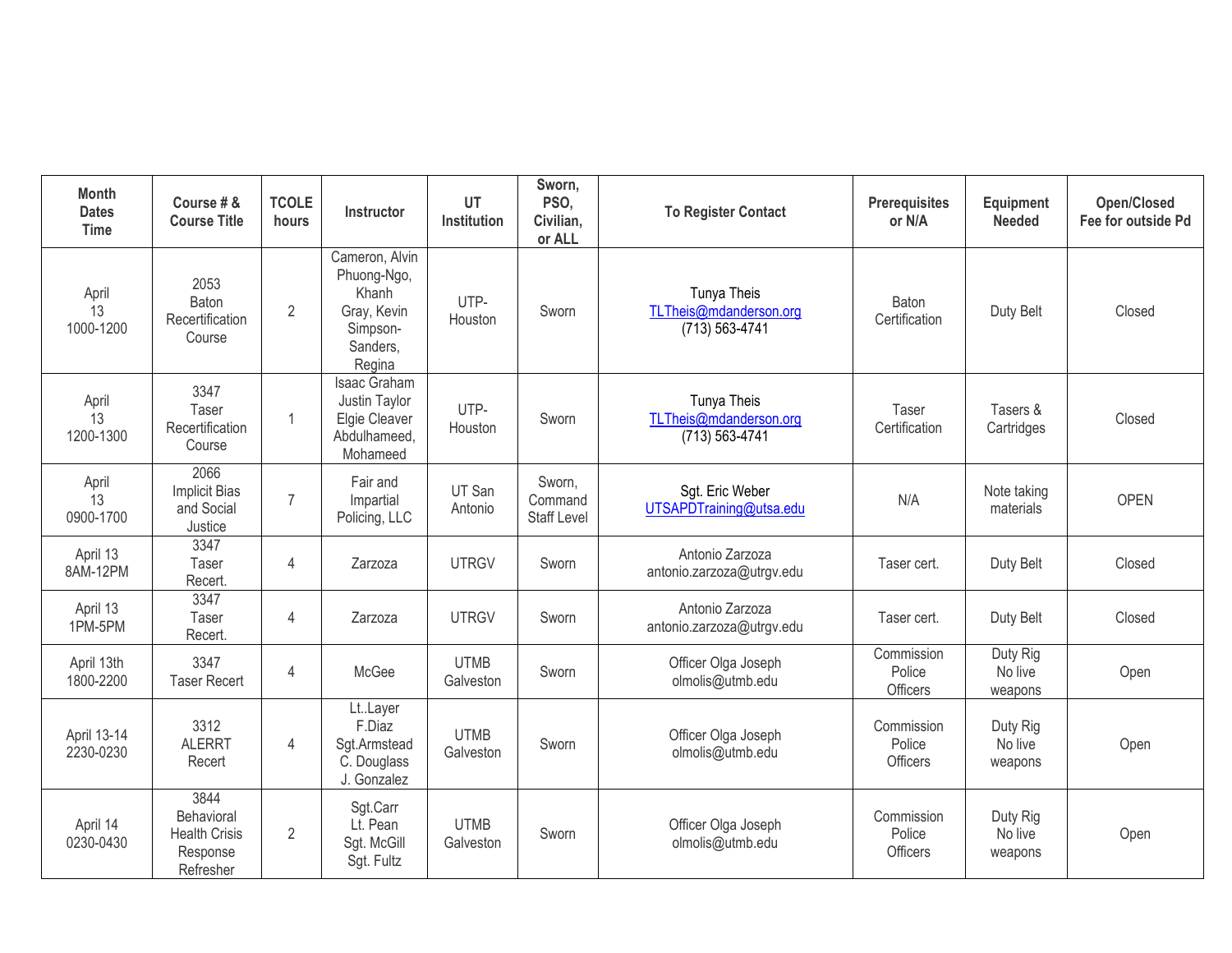| Month Dates Time | Course # & Course Title | TCOLE hours | Instructor | UT Institution | Sworn, PSO, Civilian, or ALL | To Register Contact | Prerequisites or N/A | Equipment Needed | Open/Closed Fee for outside Pd |
|---|---|---|---|---|---|---|---|---|---|
| April 13 1000-1200 | 2053 Baton Recertification Course | 2 | Cameron, Alvin Phuong-Ngo, Khanh Gray, Kevin Simpson-Sanders, Regina | UTP-Houston | Sworn | Tunya Theis TLTheis@mdanderson.org (713) 563-4741 | Baton Certification | Duty Belt | Closed |
| April 13 1200-1300 | 3347 Taser Recertification Course | 1 | Isaac Graham Justin Taylor Elgie Cleaver Abdulhameed, Mohameed | UTP-Houston | Sworn | Tunya Theis TLTheis@mdanderson.org (713) 563-4741 | Taser Certification | Tasers & Cartridges | Closed |
| April 13 0900-1700 | 2066 Implicit Bias and Social Justice | 7 | Fair and Impartial Policing, LLC | UT San Antonio | Sworn, Command Staff Level | Sgt. Eric Weber UTSAPDTraining@utsa.edu | N/A | Note taking materials | OPEN |
| April 13 8AM-12PM | 3347 Taser Recert. | 4 | Zarzoza | UTRGV | Sworn | Antonio Zarzoza antonio.zarzoza@utrgv.edu | Taser cert. | Duty Belt | Closed |
| April 13 1PM-5PM | 3347 Taser Recert. | 4 | Zarzoza | UTRGV | Sworn | Antonio Zarzoza antonio.zarzoza@utrgv.edu | Taser cert. | Duty Belt | Closed |
| April 13th 1800-2200 | 3347 Taser Recert | 4 | McGee | UTMB Galveston | Sworn | Officer Olga Joseph olmolis@utmb.edu | Commission Police Officers | Duty Rig No live weapons | Open |
| April 13-14 2230-0230 | 3312 ALERRT Recert | 4 | Lt..Layer F.Diaz Sgt.Armstead C. Douglass J. Gonzalez | UTMB Galveston | Sworn | Officer Olga Joseph olmolis@utmb.edu | Commission Police Officers | Duty Rig No live weapons | Open |
| April 14 0230-0430 | 3844 Behavioral Health Crisis Response Refresher | 2 | Sgt.Carr Lt. Pean Sgt. McGill Sgt. Fultz | UTMB Galveston | Sworn | Officer Olga Joseph olmolis@utmb.edu | Commission Police Officers | Duty Rig No live weapons | Open |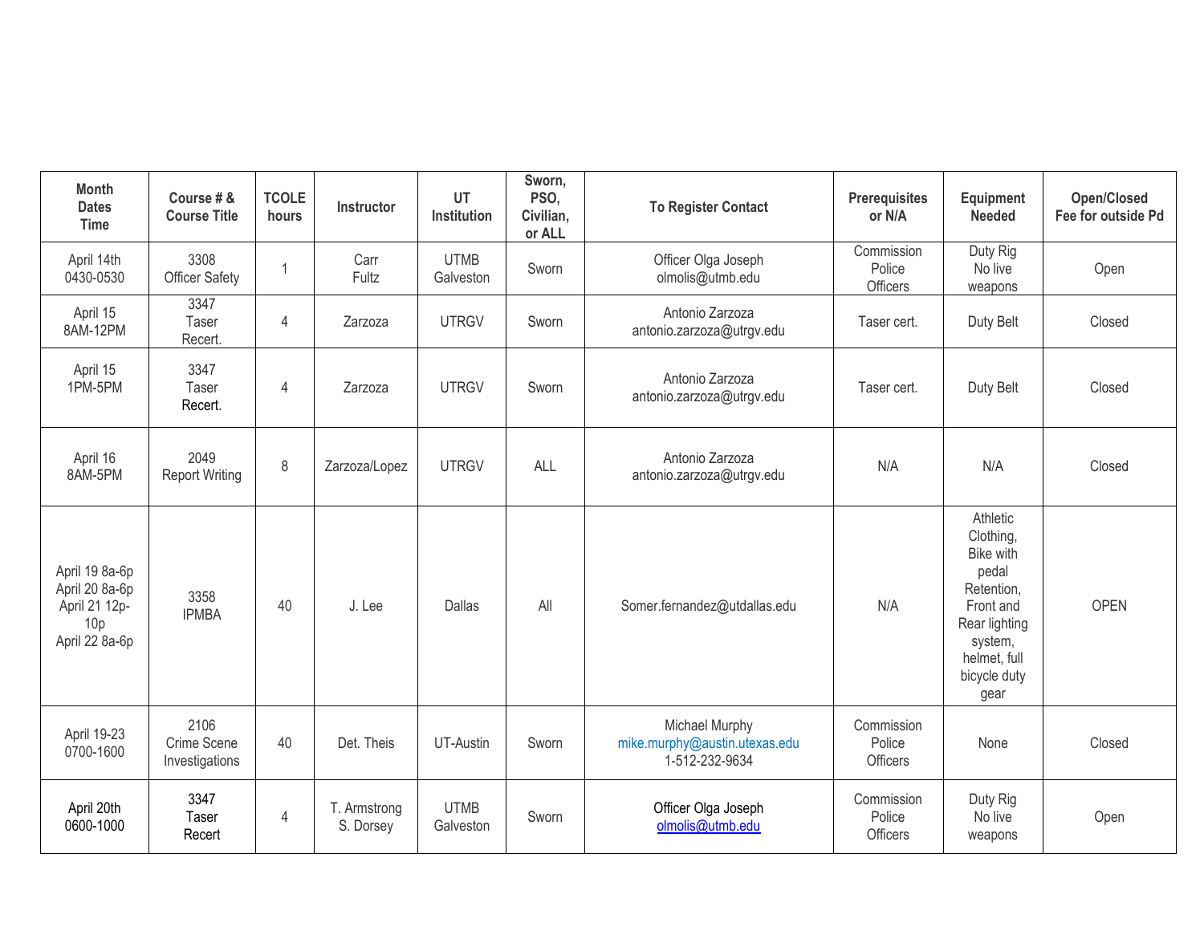| Month Dates Time | Course # & Course Title | TCOLE hours | Instructor | UT Institution | Sworn, PSO, Civilian, or ALL | To Register Contact | Prerequisites or N/A | Equipment Needed | Open/Closed Fee for outside Pd |
|---|---|---|---|---|---|---|---|---|---|
| April 14th 0430-0530 | 3308 Officer Safety | 1 | Carr Fultz | UTMB Galveston | Sworn | Officer Olga Joseph olmolis@utmb.edu | Commission Police Officers | Duty Rig No live weapons | Open |
| April 15 8AM-12PM | 3347 Taser Recert. | 4 | Zarzoza | UTRGV | Sworn | Antonio Zarzoza antonio.zarzoza@utrgv.edu | Taser cert. | Duty Belt | Closed |
| April 15 1PM-5PM | 3347 Taser Recert. | 4 | Zarzoza | UTRGV | Sworn | Antonio Zarzoza antonio.zarzoza@utrgv.edu | Taser cert. | Duty Belt | Closed |
| April 16 8AM-5PM | 2049 Report Writing | 8 | Zarzoza/Lopez | UTRGV | ALL | Antonio Zarzoza antonio.zarzoza@utrgv.edu | N/A | N/A | Closed |
| April 19 8a-6p April 20 8a-6p April 21 12p-10p April 22 8a-6p | 3358 IPMBA | 40 | J. Lee | Dallas | All | Somer.fernandez@utdallas.edu | N/A | Athletic Clothing, Bike with pedal Retention, Front and Rear lighting system, helmet, full bicycle duty gear | OPEN |
| April 19-23 0700-1600 | 2106 Crime Scene Investigations | 40 | Det. Theis | UT-Austin | Sworn | Michael Murphy mike.murphy@austin.utexas.edu 1-512-232-9634 | Commission Police Officers | None | Closed |
| April 20th 0600-1000 | 3347 Taser Recert | 4 | T. Armstrong S. Dorsey | UTMB Galveston | Sworn | Officer Olga Joseph olmolis@utmb.edu | Commission Police Officers | Duty Rig No live weapons | Open |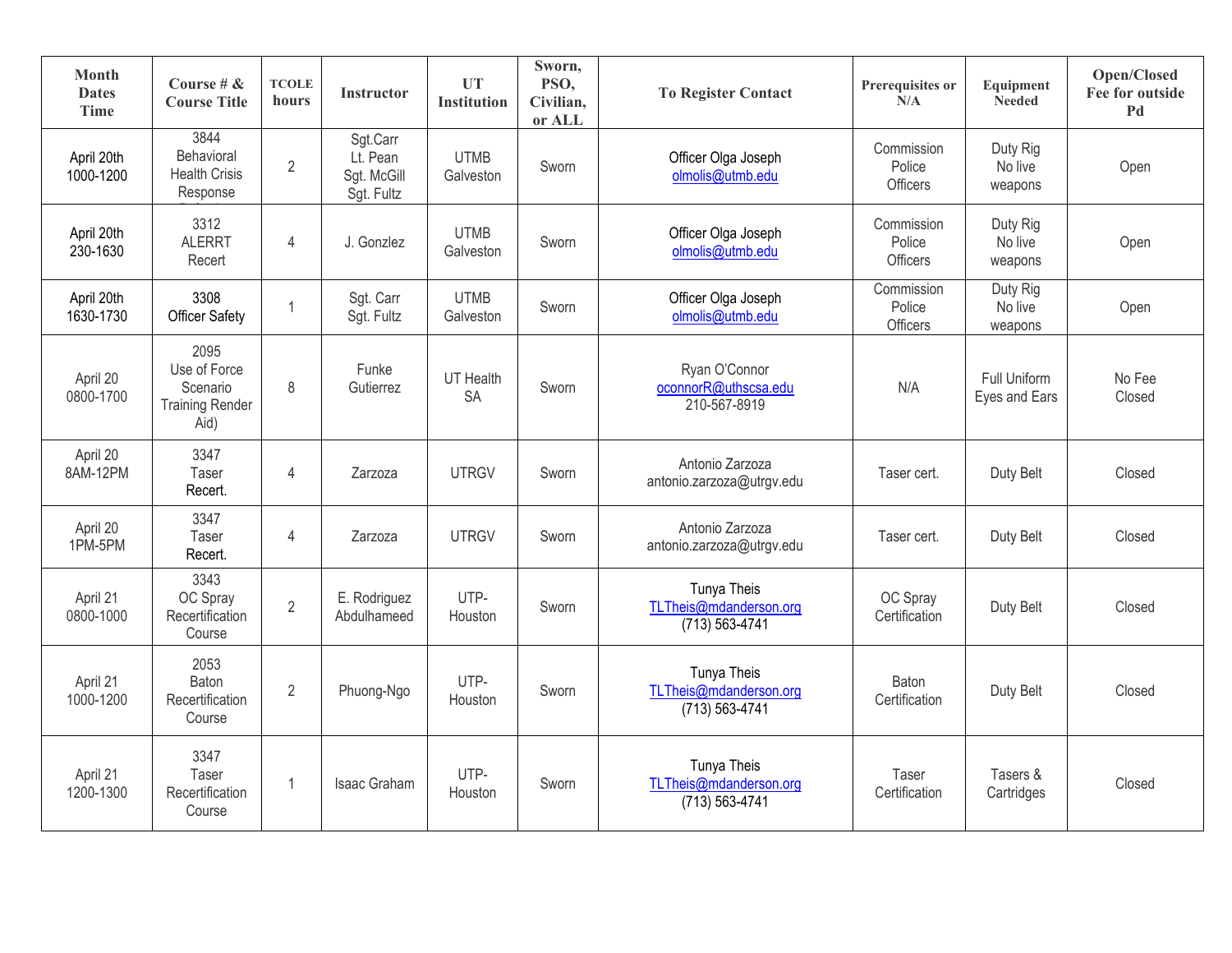| Month Dates Time | Course # & Course Title | TCOLE hours | Instructor | UT Institution | Sworn, PSO, Civilian, or ALL | To Register Contact | Prerequisites or N/A | Equipment Needed | Open/Closed Fee for outside Pd |
|---|---|---|---|---|---|---|---|---|---|
| April 20th 1000-1200 | 3844 Behavioral Health Crisis Response | 2 | Sgt.Carr Lt. Pean Sgt. McGill Sgt. Fultz | UTMB Galveston | Sworn | Officer Olga Joseph olmolis@utmb.edu | Commission Police Officers | Duty Rig No live weapons | Open |
| April 20th 230-1630 | 3312 ALERRT Recert | 4 | J. Gonzlez | UTMB Galveston | Sworn | Officer Olga Joseph olmolis@utmb.edu | Commission Police Officers | Duty Rig No live weapons | Open |
| April 20th 1630-1730 | 3308 Officer Safety | 1 | Sgt. Carr Sgt. Fultz | UTMB Galveston | Sworn | Officer Olga Joseph olmolis@utmb.edu | Commission Police Officers | Duty Rig No live weapons | Open |
| April 20 0800-1700 | 2095 Use of Force Scenario Training Render Aid) | 8 | Funke Gutierrez | UT Health SA | Sworn | Ryan O'Connor oconnorR@uthscsa.edu 210-567-8919 | N/A | Full Uniform Eyes and Ears | No Fee Closed |
| April 20 8AM-12PM | 3347 Taser Recert. | 4 | Zarzoza | UTRGV | Sworn | Antonio Zarzoza antonio.zarzoza@utrgv.edu | Taser cert. | Duty Belt | Closed |
| April 20 1PM-5PM | 3347 Taser Recert. | 4 | Zarzoza | UTRGV | Sworn | Antonio Zarzoza antonio.zarzoza@utrgv.edu | Taser cert. | Duty Belt | Closed |
| April 21 0800-1000 | 3343 OC Spray Recertification Course | 2 | E. Rodriguez Abdulhameed | UTP-Houston | Sworn | Tunya Theis TLTheis@mdanderson.org (713) 563-4741 | OC Spray Certification | Duty Belt | Closed |
| April 21 1000-1200 | 2053 Baton Recertification Course | 2 | Phuong-Ngo | UTP-Houston | Sworn | Tunya Theis TLTheis@mdanderson.org (713) 563-4741 | Baton Certification | Duty Belt | Closed |
| April 21 1200-1300 | 3347 Taser Recertification Course | 1 | Isaac Graham | UTP-Houston | Sworn | Tunya Theis TLTheis@mdanderson.org (713) 563-4741 | Taser Certification | Tasers & Cartridges | Closed |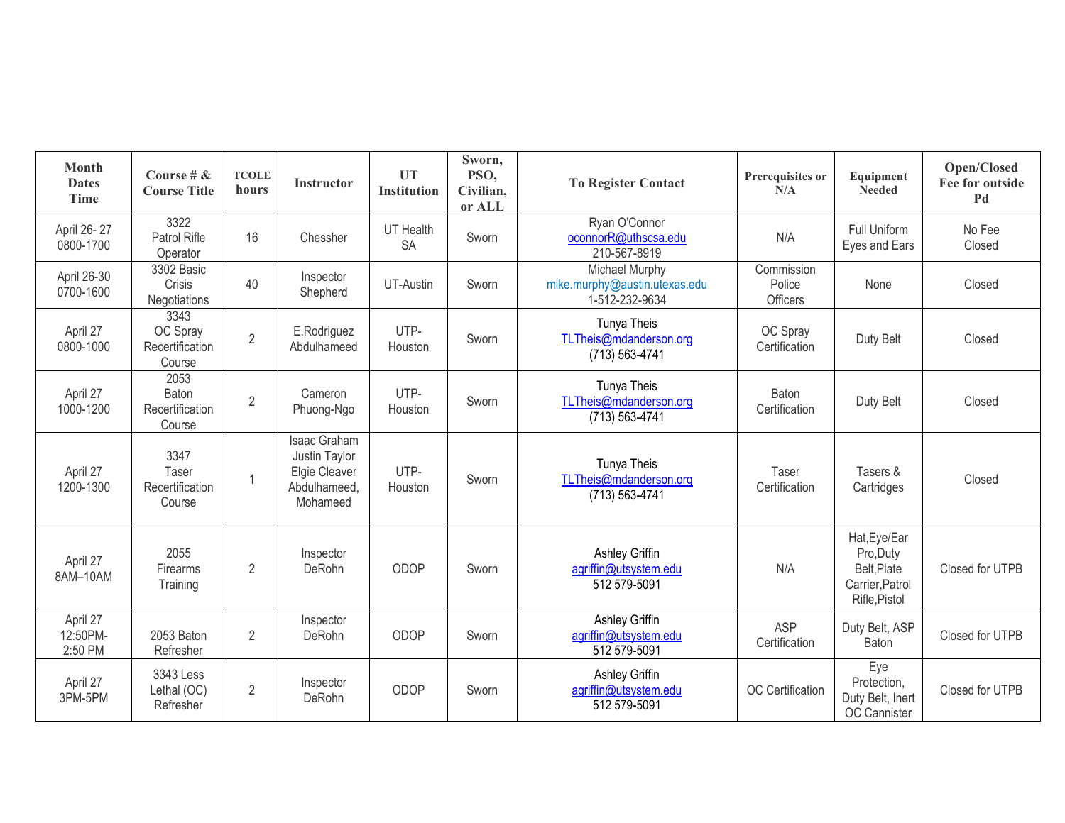| Month Dates Time | Course # & Course Title | TCOLE hours | Instructor | UT Institution | Sworn, PSO, Civilian, or ALL | To Register Contact | Prerequisites or N/A | Equipment Needed | Open/Closed Fee for outside Pd |
|---|---|---|---|---|---|---|---|---|---|
| April 26- 27 0800-1700 | 3322 Patrol Rifle Operator | 16 | Chessher | UT Health SA | Sworn | Ryan O'Connor oconnorR@uthscsa.edu 210-567-8919 | N/A | Full Uniform Eyes and Ears | No Fee Closed |
| April 26-30 0700-1600 | 3302 Basic Crisis Negotiations | 40 | Inspector Shepherd | UT-Austin | Sworn | Michael Murphy mike.murphy@austin.utexas.edu 1-512-232-9634 | Commission Police Officers | None | Closed |
| April 27 0800-1000 | 3343 OC Spray Recertification Course | 2 | E.Rodriguez Abdulhameed | UTP-Houston | Sworn | Tunya Theis TLTheis@mdanderson.org (713) 563-4741 | OC Spray Certification | Duty Belt | Closed |
| April 27 1000-1200 | 2053 Baton Recertification Course | 2 | Cameron Phuong-Ngo | UTP-Houston | Sworn | Tunya Theis TLTheis@mdanderson.org (713) 563-4741 | Baton Certification | Duty Belt | Closed |
| April 27 1200-1300 | 3347 Taser Recertification Course | 1 | Isaac Graham Justin Taylor Elgie Cleaver Abdulhameed, Mohameed | UTP-Houston | Sworn | Tunya Theis TLTheis@mdanderson.org (713) 563-4741 | Taser Certification | Tasers & Cartridges | Closed |
| April 27 8AM–10AM | 2055 Firearms Training | 2 | Inspector DeRohn | ODOP | Sworn | Ashley Griffin agriffin@utsystem.edu 512 579-5091 | N/A | Hat,Eye/Ear Pro,Duty Belt,Plate Carrier,Patrol Rifle,Pistol | Closed for UTPB |
| April 27 12:50PM-2:50 PM | 2053 Baton Refresher | 2 | Inspector DeRohn | ODOP | Sworn | Ashley Griffin agriffin@utsystem.edu 512 579-5091 | ASP Certification | Duty Belt, ASP Baton | Closed for UTPB |
| April 27 3PM-5PM | 3343 Less Lethal (OC) Refresher | 2 | Inspector DeRohn | ODOP | Sworn | Ashley Griffin agriffin@utsystem.edu 512 579-5091 | OC Certification | Eye Protection, Duty Belt, Inert OC Cannister | Closed for UTPB |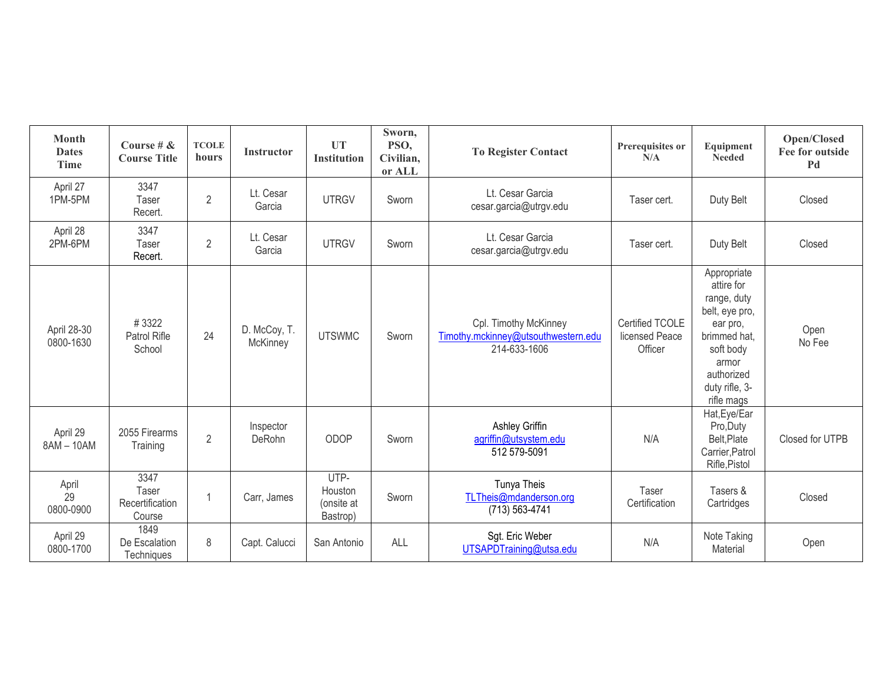| Month Dates Time | Course # & Course Title | TCOLE hours | Instructor | UT Institution | Sworn, PSO, Civilian, or ALL | To Register Contact | Prerequisites or N/A | Equipment Needed | Open/Closed Fee for outside Pd |
|---|---|---|---|---|---|---|---|---|---|
| April 27 1PM-5PM | 3347 Taser Recert. | 2 | Lt. Cesar Garcia | UTRGV | Sworn | Lt. Cesar Garcia cesar.garcia@utrgv.edu | Taser cert. | Duty Belt | Closed |
| April 28 2PM-6PM | 3347 Taser Recert. | 2 | Lt. Cesar Garcia | UTRGV | Sworn | Lt. Cesar Garcia cesar.garcia@utrgv.edu | Taser cert. | Duty Belt | Closed |
| April 28-30 0800-1630 | # 3322 Patrol Rifle School | 24 | D. McCoy, T. McKinney | UTSWMC | Sworn | Cpl. Timothy McKinney Timothy.mckinney@utsouthwestern.edu 214-633-1606 | Certified TCOLE licensed Peace Officer | Appropriate attire for range, duty belt, eye pro, ear pro, brimmed hat, soft body armor authorized duty rifle, 3-rifle mags | Open No Fee |
| April 29 8AM – 10AM | 2055 Firearms Training | 2 | Inspector DeRohn | ODOP | Sworn | Ashley Griffin agriffin@utsystem.edu 512 579-5091 | N/A | Hat,Eye/Ear Pro,Duty Belt,Plate Carrier,Patrol Rifle,Pistol | Closed for UTPB |
| April 29 0800-0900 | 3347 Taser Recertification Course | 1 | Carr, James | UTP-Houston (onsite at Bastrop) | Sworn | Tunya Theis TLTheis@mdanderson.org (713) 563-4741 | Taser Certification | Tasers & Cartridges | Closed |
| April 29 0800-1700 | 1849 De Escalation Techniques | 8 | Capt. Calucci | San Antonio | ALL | Sgt. Eric Weber UTSAPDTraining@utsa.edu | N/A | Note Taking Material | Open |